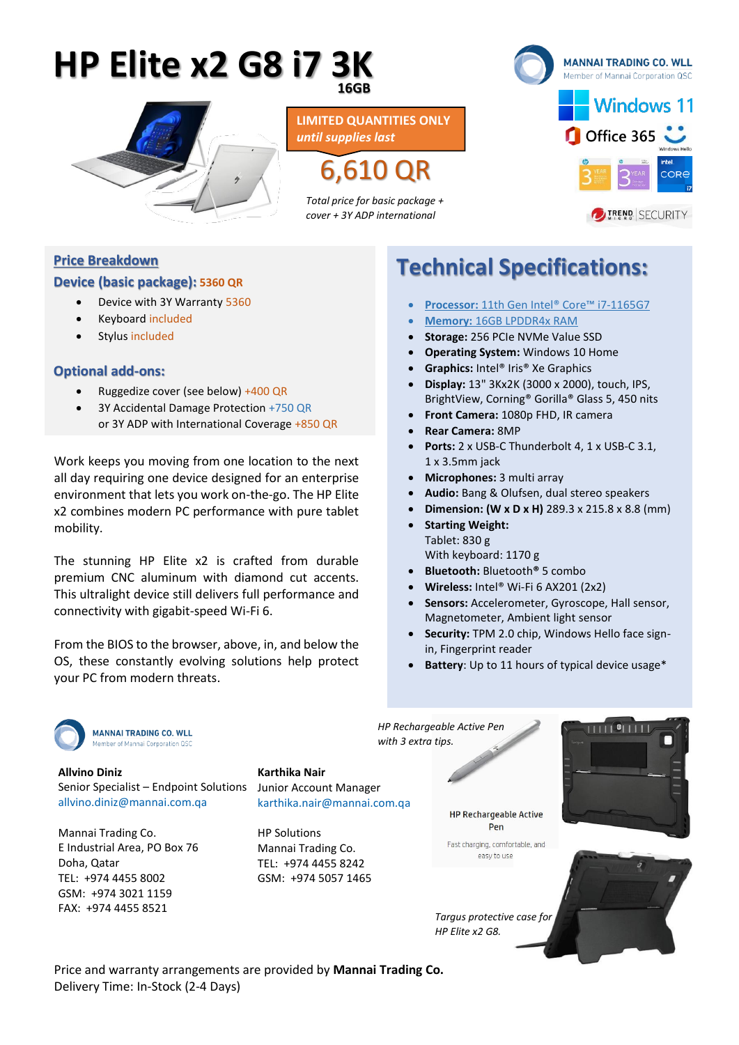# HP Elite x2 G8 i7 3K

**16GB**

**LIMITED QUANTITIES ONLY**
***until supplies last***

## 6,610 QR

*Total price for basic package + cover + 3Y ADP international*

MANNAI TRADING CO. WLL
Member of Mannai Corporation QSC

Windows 11

Office 365

Windows Hello

TREND MICRO SECURITY

## Price Breakdown

### Device (basic package): 5360 QR

- Device with 3Y Warranty 5360
- Keyboard included
- Stylus included

### Optional add-ons:

- Ruggedize cover (see below) +400 QR
- 3Y Accidental Damage Protection +750 QR
  or 3Y ADP with International Coverage +850 QR

Work keeps you moving from one location to the next all day requiring one device designed for an enterprise environment that lets you work on-the-go. The HP Elite x2 combines modern PC performance with pure tablet mobility.

The stunning HP Elite x2 is crafted from durable premium CNC aluminum with diamond cut accents. This ultralight device still delivers full performance and connectivity with gigabit-speed Wi-Fi 6.

From the BIOS to the browser, above, in, and below the OS, these constantly evolving solutions help protect your PC from modern threats.

## Technical Specifications:

- **Processor:** 11th Gen Intel® Core™ i7-1165G7
- **Memory:** 16GB LPDDR4x RAM
- **Storage:** 256 PCIe NVMe Value SSD
- **Operating System:** Windows 10 Home
- **Graphics:** Intel® Iris® Xe Graphics
- **Display:** 13" 3Kx2K (3000 x 2000), touch, IPS, BrightView, Corning® Gorilla® Glass 5, 450 nits
- **Front Camera:** 1080p FHD, IR camera
- **Rear Camera:** 8MP
- **Ports:** 2 x USB-C Thunderbolt 4, 1 x USB-C 3.1, 1 x 3.5mm jack
- **Microphones:** 3 multi array
- **Audio:** Bang & Olufsen, dual stereo speakers
- **Dimension: (W x D x H)** 289.3 x 215.8 x 8.8 (mm)
- **Starting Weight:**
  Tablet: 830 g
  With keyboard: 1170 g
- **Bluetooth:** Bluetooth® 5 combo
- **Wireless:** Intel® Wi-Fi 6 AX201 (2x2)
- **Sensors:** Accelerometer, Gyroscope, Hall sensor, Magnetometer, Ambient light sensor
- **Security:** TPM 2.0 chip, Windows Hello face sign-in, Fingerprint reader
- **Battery**: Up to 11 hours of typical device usage*

MANNAI TRADING CO. WLL
Member of Mannai Corporation QSC

**Allvino Diniz**
Senior Specialist – Endpoint Solutions
allvino.diniz@mannai.com.qa

Mannai Trading Co.
E Industrial Area, PO Box 76
Doha, Qatar
TEL: +974 4455 8002
GSM: +974 3021 1159
FAX: +974 4455 8521

**Karthika Nair**
Junior Account Manager
karthika.nair@mannai.com.qa

HP Solutions
Mannai Trading Co.
TEL: +974 4455 8242
GSM: +974 5057 1465

*HP Rechargeable Active Pen with 3 extra tips.*

HP Rechargeable Active Pen
Fast charging, comfortable, and easy to use

*Targus protective case for HP Elite x2 G8.*

Price and warranty arrangements are provided by **Mannai Trading Co.**
Delivery Time: In-Stock (2-4 Days)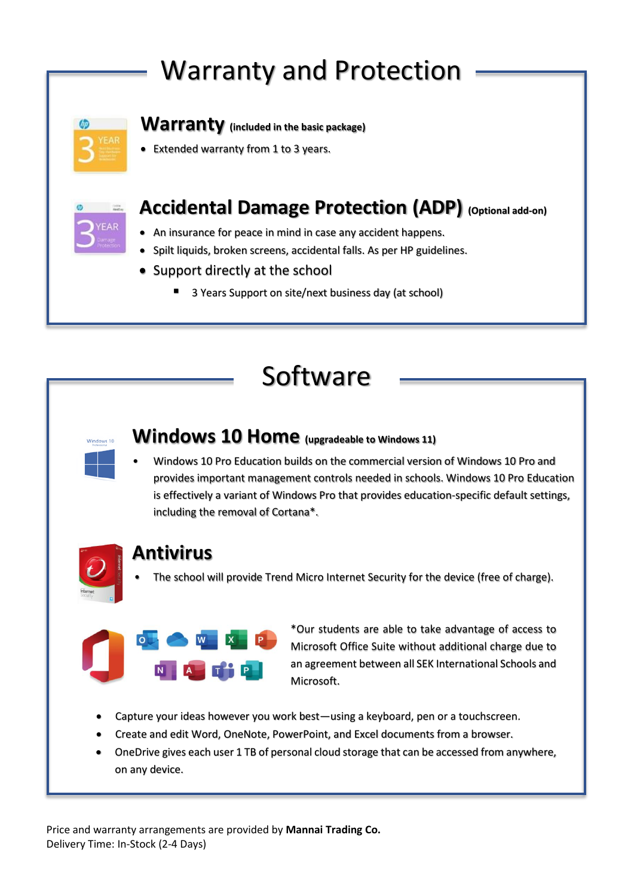# Warranty and Protection

## Warranty (included in the basic package)

- Extended warranty from 1 to 3 years.

## Accidental Damage Protection (ADP) (Optional add-on)

- An insurance for peace in mind in case any accident happens.
- Spilt liquids, broken screens, accidental falls. As per HP guidelines.
- Support directly at the school
  - 3 Years Support on site/next business day (at school)

# Software

## Windows 10 Home (upgradeable to Windows 11)

- Windows 10 Pro Education builds on the commercial version of Windows 10 Pro and provides important management controls needed in schools. Windows 10 Pro Education is effectively a variant of Windows Pro that provides education-specific default settings, including the removal of Cortana*.

## Antivirus

- The school will provide Trend Micro Internet Security for the device (free of charge).

*Our students are able to take advantage of access to Microsoft Office Suite without additional charge due to an agreement between all SEK International Schools and Microsoft.

- Capture your ideas however you work best—using a keyboard, pen or a touchscreen.
- Create and edit Word, OneNote, PowerPoint, and Excel documents from a browser.
- OneDrive gives each user 1 TB of personal cloud storage that can be accessed from anywhere, on any device.

Price and warranty arrangements are provided by **Mannai Trading Co.**
Delivery Time: In-Stock (2-4 Days)